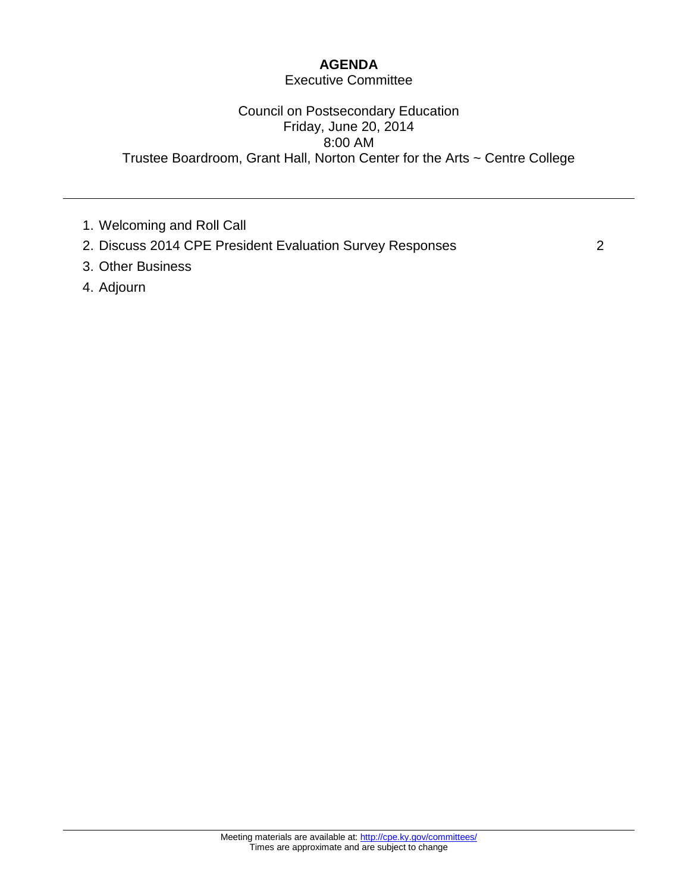# AGENDA

Executive Committee

Council on Postsecondary Education
Friday, June 20, 2014
8:00 AM
Trustee Boardroom, Grant Hall, Norton Center for the Arts ~ Centre College

---

1. Welcoming and Roll Call
2. Discuss 2014 CPE President Evaluation Survey Responses 2
3. Other Business
4. Adjourn

---

Meeting materials are available at: http://cpe.ky.gov/committees/
Times are approximate and are subject to change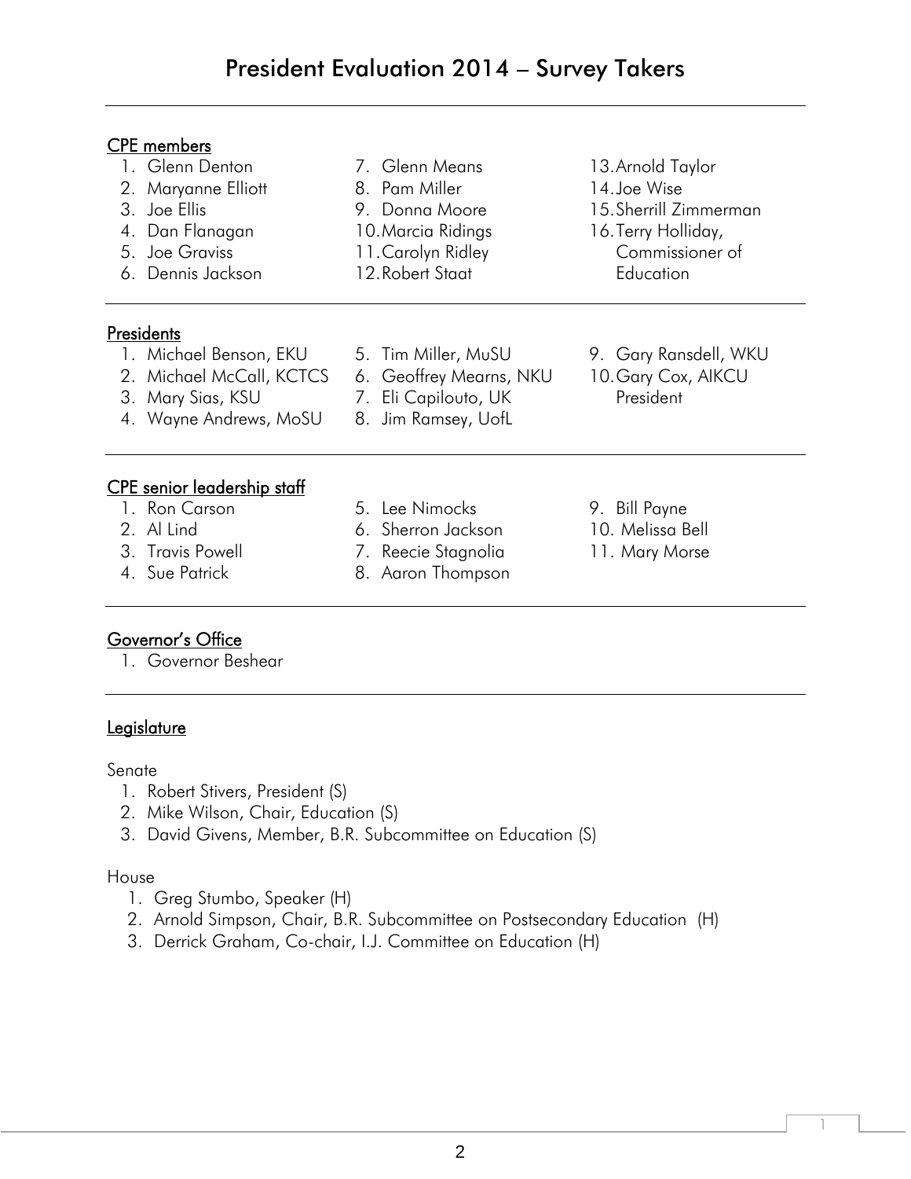# President Evaluation 2014 – Survey Takers

## CPE members

1. Glenn Denton
2. Maryanne Elliott
3. Joe Ellis
4. Dan Flanagan
5. Joe Graviss
6. Dennis Jackson
7. Glenn Means
8. Pam Miller
9. Donna Moore
10. Marcia Ridings
11. Carolyn Ridley
12. Robert Staat
13. Arnold Taylor
14. Joe Wise
15. Sherrill Zimmerman
16. Terry Holliday, Commissioner of Education

## Presidents

1. Michael Benson, EKU
2. Michael McCall, KCTCS
3. Mary Sias, KSU
4. Wayne Andrews, MoSU
5. Tim Miller, MuSU
6. Geoffrey Mearns, NKU
7. Eli Capilouto, UK
8. Jim Ramsey, UofL
9. Gary Ransdell, WKU
10. Gary Cox, AIKCU President

## CPE senior leadership staff

1. Ron Carson
2. Al Lind
3. Travis Powell
4. Sue Patrick
5. Lee Nimocks
6. Sherron Jackson
7. Reecie Stagnolia
8. Aaron Thompson
9. Bill Payne
10. Melissa Bell
11. Mary Morse

## Governor's Office

1. Governor Beshear

## Legislature

Senate

1. Robert Stivers, President (S)
2. Mike Wilson, Chair, Education (S)
3. David Givens, Member, B.R. Subcommittee on Education (S)

House

1. Greg Stumbo, Speaker (H)
2. Arnold Simpson, Chair, B.R. Subcommittee on Postsecondary Education (H)
3. Derrick Graham, Co-chair, I.J. Committee on Education (H)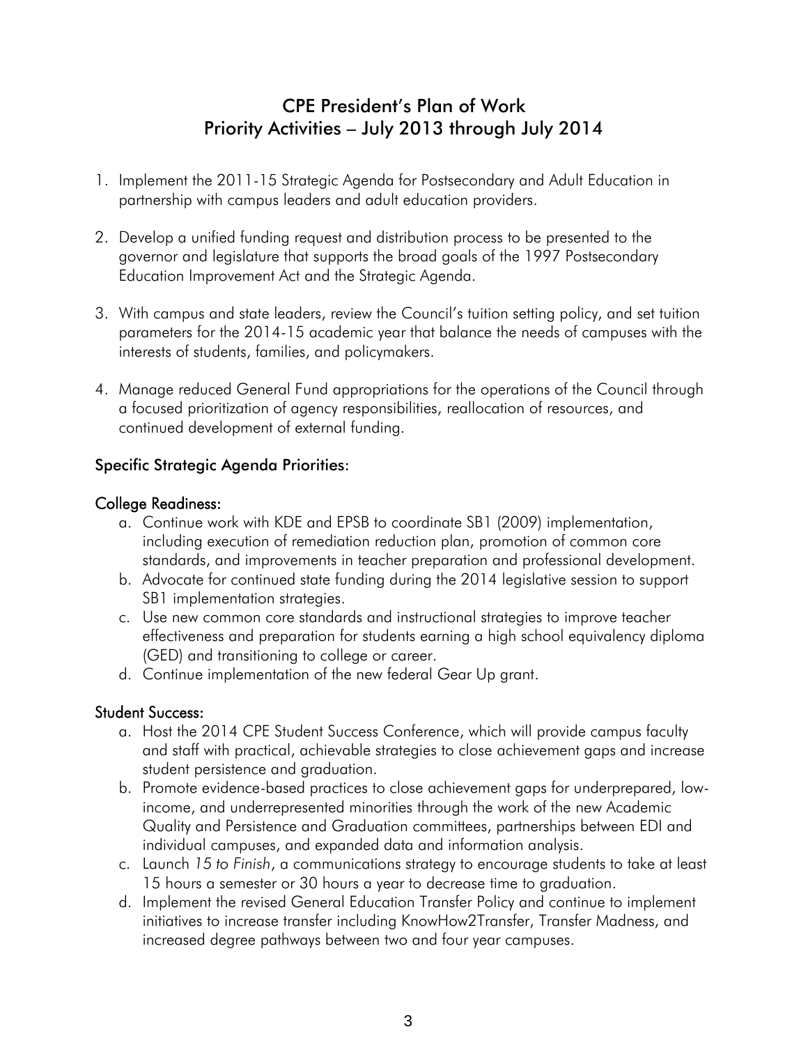# CPE President's Plan of Work
## Priority Activities – July 2013 through July 2014

1. Implement the 2011-15 Strategic Agenda for Postsecondary and Adult Education in partnership with campus leaders and adult education providers.

2. Develop a unified funding request and distribution process to be presented to the governor and legislature that supports the broad goals of the 1997 Postsecondary Education Improvement Act and the Strategic Agenda.

3. With campus and state leaders, review the Council's tuition setting policy, and set tuition parameters for the 2014-15 academic year that balance the needs of campuses with the interests of students, families, and policymakers.

4. Manage reduced General Fund appropriations for the operations of the Council through a focused prioritization of agency responsibilities, reallocation of resources, and continued development of external funding.

### Specific Strategic Agenda Priorities:

### College Readiness:

a. Continue work with KDE and EPSB to coordinate SB1 (2009) implementation, including execution of remediation reduction plan, promotion of common core standards, and improvements in teacher preparation and professional development.
b. Advocate for continued state funding during the 2014 legislative session to support SB1 implementation strategies.
c. Use new common core standards and instructional strategies to improve teacher effectiveness and preparation for students earning a high school equivalency diploma (GED) and transitioning to college or career.
d. Continue implementation of the new federal Gear Up grant.

### Student Success:

a. Host the 2014 CPE Student Success Conference, which will provide campus faculty and staff with practical, achievable strategies to close achievement gaps and increase student persistence and graduation.
b. Promote evidence-based practices to close achievement gaps for underprepared, low-income, and underrepresented minorities through the work of the new Academic Quality and Persistence and Graduation committees, partnerships between EDI and individual campuses, and expanded data and information analysis.
c. Launch *15 to Finish*, a communications strategy to encourage students to take at least 15 hours a semester or 30 hours a year to decrease time to graduation.
d. Implement the revised General Education Transfer Policy and continue to implement initiatives to increase transfer including KnowHow2Transfer, Transfer Madness, and increased degree pathways between two and four year campuses.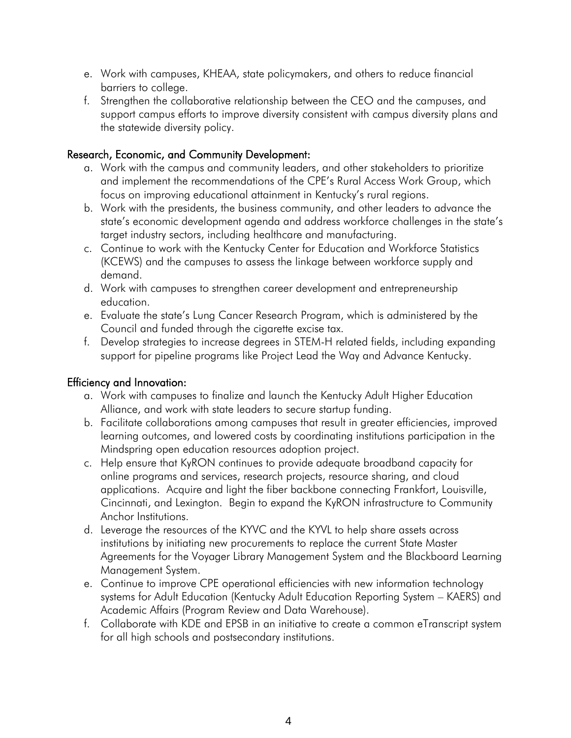e. Work with campuses, KHEAA, state policymakers, and others to reduce financial barriers to college.
f. Strengthen the collaborative relationship between the CEO and the campuses, and support campus efforts to improve diversity consistent with campus diversity plans and the statewide diversity policy.

### Research, Economic, and Community Development:

a. Work with the campus and community leaders, and other stakeholders to prioritize and implement the recommendations of the CPE's Rural Access Work Group, which focus on improving educational attainment in Kentucky's rural regions.
b. Work with the presidents, the business community, and other leaders to advance the state's economic development agenda and address workforce challenges in the state's target industry sectors, including healthcare and manufacturing.
c. Continue to work with the Kentucky Center for Education and Workforce Statistics (KCEWS) and the campuses to assess the linkage between workforce supply and demand.
d. Work with campuses to strengthen career development and entrepreneurship education.
e. Evaluate the state's Lung Cancer Research Program, which is administered by the Council and funded through the cigarette excise tax.
f. Develop strategies to increase degrees in STEM-H related fields, including expanding support for pipeline programs like Project Lead the Way and Advance Kentucky.

### Efficiency and Innovation:

a. Work with campuses to finalize and launch the Kentucky Adult Higher Education Alliance, and work with state leaders to secure startup funding.
b. Facilitate collaborations among campuses that result in greater efficiencies, improved learning outcomes, and lowered costs by coordinating institutions participation in the Mindspring open education resources adoption project.
c. Help ensure that KyRON continues to provide adequate broadband capacity for online programs and services, research projects, resource sharing, and cloud applications. Acquire and light the fiber backbone connecting Frankfort, Louisville, Cincinnati, and Lexington. Begin to expand the KyRON infrastructure to Community Anchor Institutions.
d. Leverage the resources of the KYVC and the KYVL to help share assets across institutions by initiating new procurements to replace the current State Master Agreements for the Voyager Library Management System and the Blackboard Learning Management System.
e. Continue to improve CPE operational efficiencies with new information technology systems for Adult Education (Kentucky Adult Education Reporting System – KAERS) and Academic Affairs (Program Review and Data Warehouse).
f. Collaborate with KDE and EPSB in an initiative to create a common eTranscript system for all high schools and postsecondary institutions.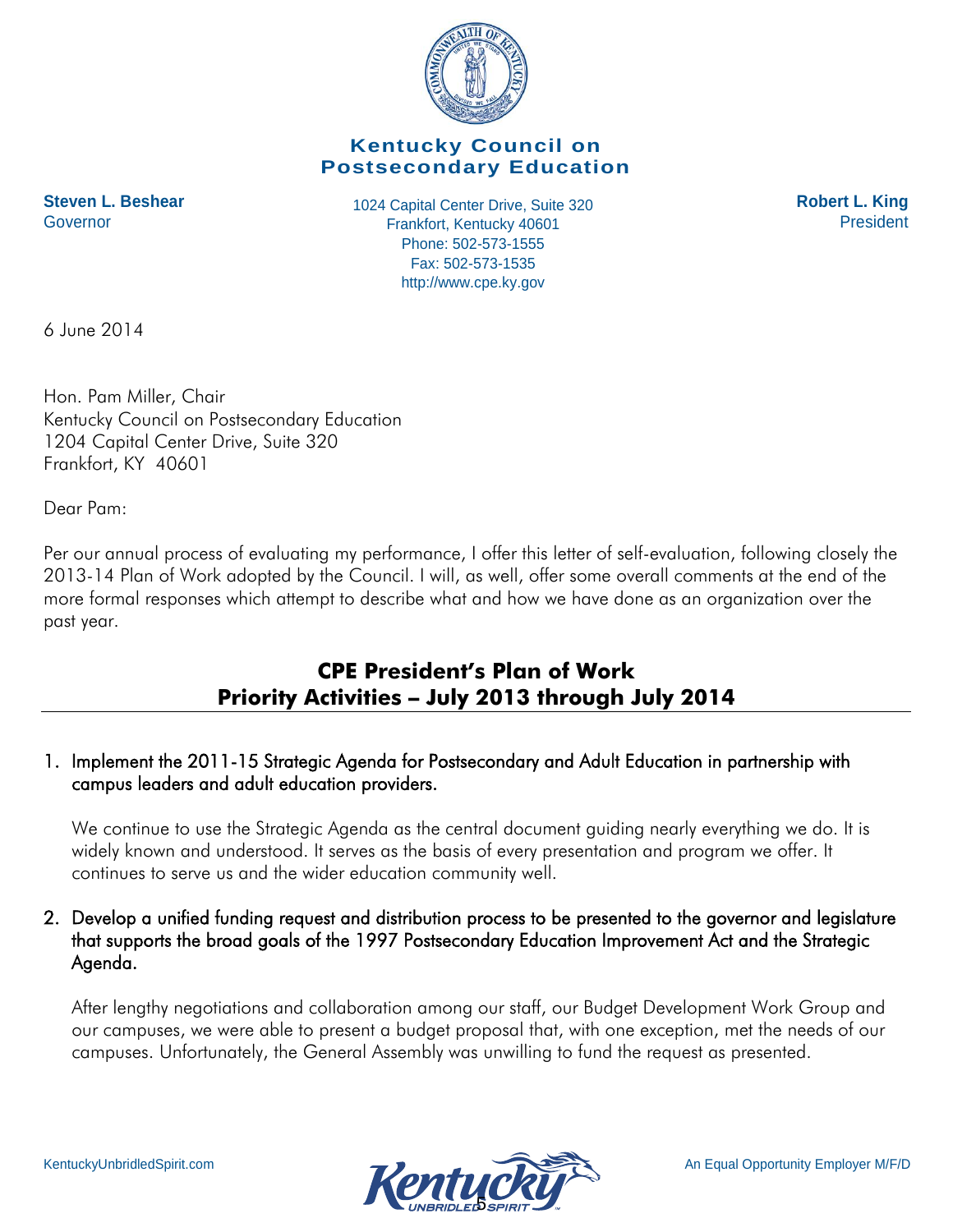**Kentucky Council on Postsecondary Education**

**Steven L. Beshear**
Governor

1024 Capital Center Drive, Suite 320
Frankfort, Kentucky 40601
Phone: 502-573-1555
Fax: 502-573-1535
http://www.cpe.ky.gov

**Robert L. King**
President

6 June 2014

Hon. Pam Miller, Chair
Kentucky Council on Postsecondary Education
1204 Capital Center Drive, Suite 320
Frankfort, KY 40601

Dear Pam:

Per our annual process of evaluating my performance, I offer this letter of self-evaluation, following closely the 2013-14 Plan of Work adopted by the Council. I will, as well, offer some overall comments at the end of the more formal responses which attempt to describe what and how we have done as an organization over the past year.

## CPE President's Plan of Work
## Priority Activities – July 2013 through July 2014

1. Implement the 2011-15 Strategic Agenda for Postsecondary and Adult Education in partnership with campus leaders and adult education providers.

   We continue to use the Strategic Agenda as the central document guiding nearly everything we do. It is widely known and understood. It serves as the basis of every presentation and program we offer. It continues to serve us and the wider education community well.

2. Develop a unified funding request and distribution process to be presented to the governor and legislature that supports the broad goals of the 1997 Postsecondary Education Improvement Act and the Strategic Agenda.

   After lengthy negotiations and collaboration among our staff, our Budget Development Work Group and our campuses, we were able to present a budget proposal that, with one exception, met the needs of our campuses. Unfortunately, the General Assembly was unwilling to fund the request as presented.

KentuckyUnbridledSpirit.com

An Equal Opportunity Employer M/F/D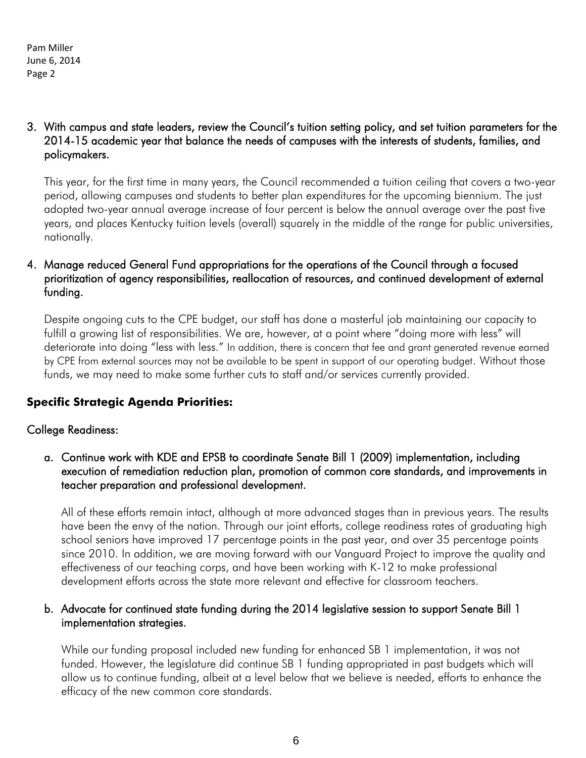3. With campus and state leaders, review the Council's tuition setting policy, and set tuition parameters for the 2014-15 academic year that balance the needs of campuses with the interests of students, families, and policymakers.

   This year, for the first time in many years, the Council recommended a tuition ceiling that covers a two-year period, allowing campuses and students to better plan expenditures for the upcoming biennium. The just adopted two-year annual average increase of four percent is below the annual average over the past five years, and places Kentucky tuition levels (overall) squarely in the middle of the range for public universities, nationally.

4. Manage reduced General Fund appropriations for the operations of the Council through a focused prioritization of agency responsibilities, reallocation of resources, and continued development of external funding.

   Despite ongoing cuts to the CPE budget, our staff has done a masterful job maintaining our capacity to fulfill a growing list of responsibilities. We are, however, at a point where "doing more with less" will deteriorate into doing "less with less." In addition, there is concern that fee and grant generated revenue earned by CPE from external sources may not be available to be spent in support of our operating budget. Without those funds, we may need to make some further cuts to staff and/or services currently provided.

**Specific Strategic Agenda Priorities:**

College Readiness:

a. Continue work with KDE and EPSB to coordinate Senate Bill 1 (2009) implementation, including execution of remediation reduction plan, promotion of common core standards, and improvements in teacher preparation and professional development.

   All of these efforts remain intact, although at more advanced stages than in previous years. The results have been the envy of the nation. Through our joint efforts, college readiness rates of graduating high school seniors have improved 17 percentage points in the past year, and over 35 percentage points since 2010. In addition, we are moving forward with our Vanguard Project to improve the quality and effectiveness of our teaching corps, and have been working with K-12 to make professional development efforts across the state more relevant and effective for classroom teachers.

b. Advocate for continued state funding during the 2014 legislative session to support Senate Bill 1 implementation strategies.

   While our funding proposal included new funding for enhanced SB 1 implementation, it was not funded. However, the legislature did continue SB 1 funding appropriated in past budgets which will allow us to continue funding, albeit at a level below that we believe is needed, efforts to enhance the efficacy of the new common core standards.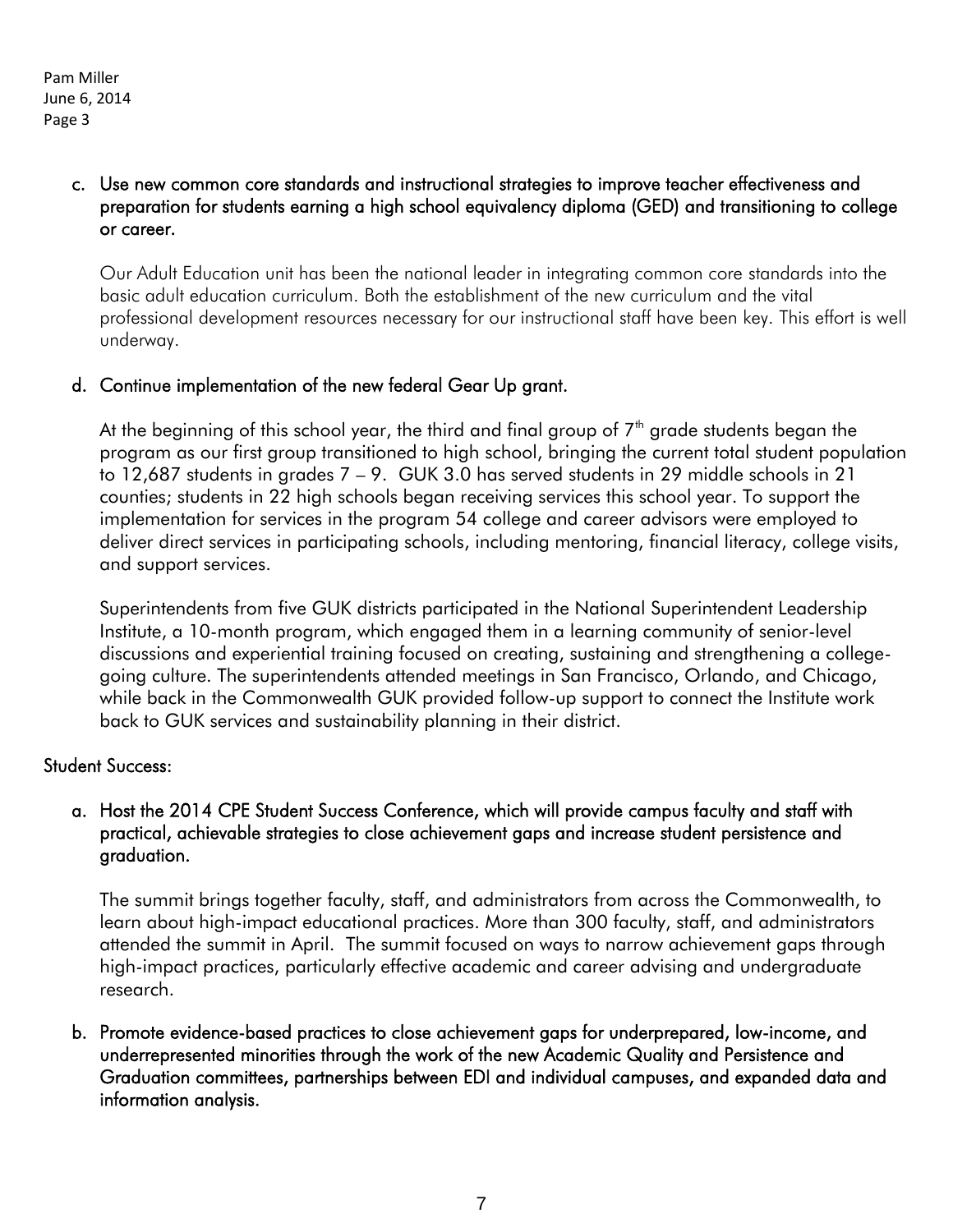c. **Use new common core standards and instructional strategies to improve teacher effectiveness and preparation for students earning a high school equivalency diploma (GED) and transitioning to college or career.**

   Our Adult Education unit has been the national leader in integrating common core standards into the basic adult education curriculum. Both the establishment of the new curriculum and the vital professional development resources necessary for our instructional staff have been key. This effort is well underway.

d. **Continue implementation of the new federal Gear Up grant.**

   At the beginning of this school year, the third and final group of 7th grade students began the program as our first group transitioned to high school, bringing the current total student population to 12,687 students in grades 7 – 9. GUK 3.0 has served students in 29 middle schools in 21 counties; students in 22 high schools began receiving services this school year. To support the implementation for services in the program 54 college and career advisors were employed to deliver direct services in participating schools, including mentoring, financial literacy, college visits, and support services.

   Superintendents from five GUK districts participated in the National Superintendent Leadership Institute, a 10-month program, which engaged them in a learning community of senior-level discussions and experiential training focused on creating, sustaining and strengthening a college-going culture. The superintendents attended meetings in San Francisco, Orlando, and Chicago, while back in the Commonwealth GUK provided follow-up support to connect the Institute work back to GUK services and sustainability planning in their district.

**Student Success:**

a. **Host the 2014 CPE Student Success Conference, which will provide campus faculty and staff with practical, achievable strategies to close achievement gaps and increase student persistence and graduation.**

   The summit brings together faculty, staff, and administrators from across the Commonwealth, to learn about high-impact educational practices. More than 300 faculty, staff, and administrators attended the summit in April. The summit focused on ways to narrow achievement gaps through high-impact practices, particularly effective academic and career advising and undergraduate research.

b. **Promote evidence-based practices to close achievement gaps for underprepared, low-income, and underrepresented minorities through the work of the new Academic Quality and Persistence and Graduation committees, partnerships between EDI and individual campuses, and expanded data and information analysis.**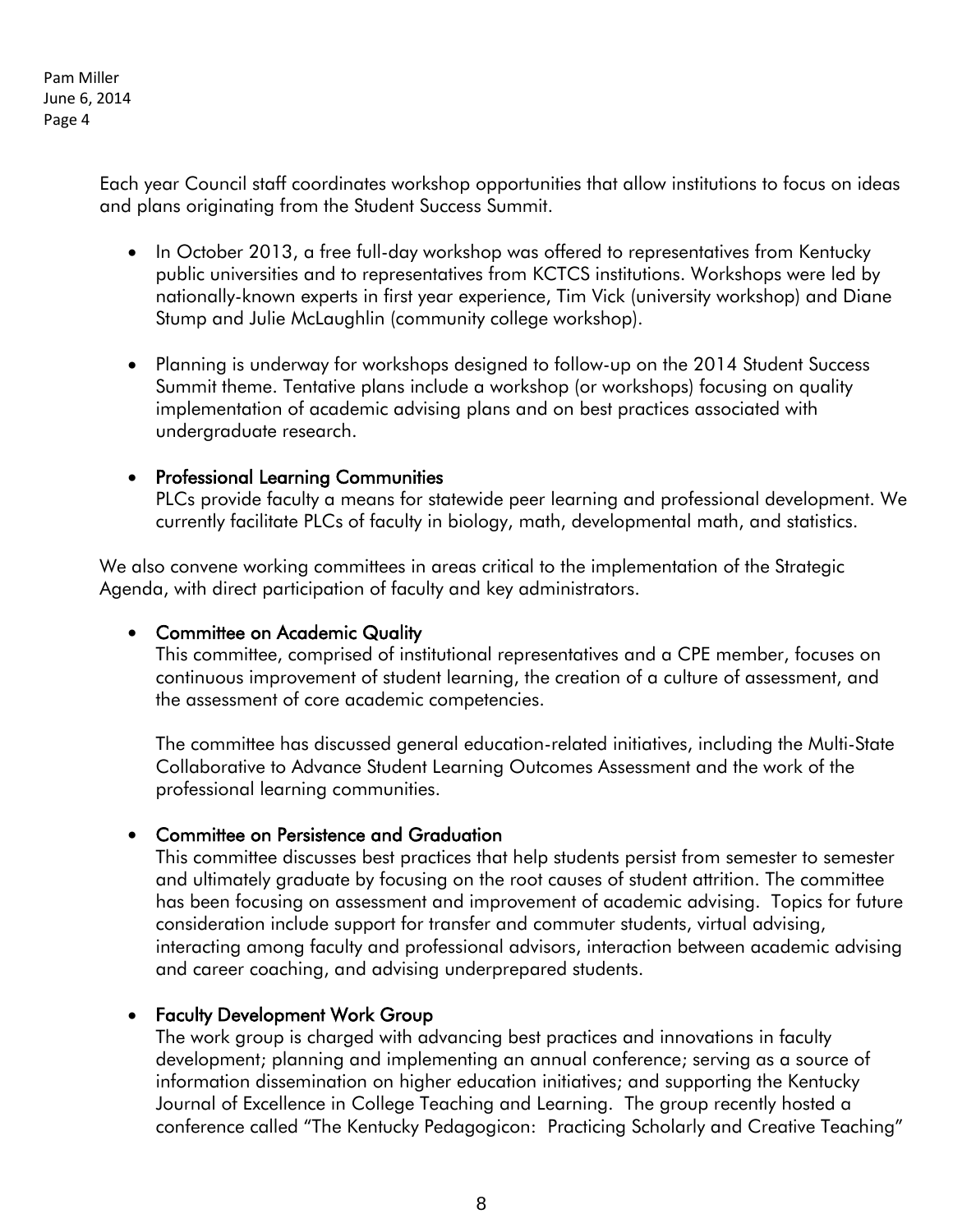Each year Council staff coordinates workshop opportunities that allow institutions to focus on ideas and plans originating from the Student Success Summit.

- In October 2013, a free full-day workshop was offered to representatives from Kentucky public universities and to representatives from KCTCS institutions. Workshops were led by nationally-known experts in first year experience, Tim Vick (university workshop) and Diane Stump and Julie McLaughlin (community college workshop).

- Planning is underway for workshops designed to follow-up on the 2014 Student Success Summit theme. Tentative plans include a workshop (or workshops) focusing on quality implementation of academic advising plans and on best practices associated with undergraduate research.

- **Professional Learning Communities**
  PLCs provide faculty a means for statewide peer learning and professional development. We currently facilitate PLCs of faculty in biology, math, developmental math, and statistics.

We also convene working committees in areas critical to the implementation of the Strategic Agenda, with direct participation of faculty and key administrators.

- **Committee on Academic Quality**
  This committee, comprised of institutional representatives and a CPE member, focuses on continuous improvement of student learning, the creation of a culture of assessment, and the assessment of core academic competencies.

  The committee has discussed general education-related initiatives, including the Multi-State Collaborative to Advance Student Learning Outcomes Assessment and the work of the professional learning communities.

- **Committee on Persistence and Graduation**
  This committee discusses best practices that help students persist from semester to semester and ultimately graduate by focusing on the root causes of student attrition. The committee has been focusing on assessment and improvement of academic advising. Topics for future consideration include support for transfer and commuter students, virtual advising, interacting among faculty and professional advisors, interaction between academic advising and career coaching, and advising underprepared students.

- **Faculty Development Work Group**
  The work group is charged with advancing best practices and innovations in faculty development; planning and implementing an annual conference; serving as a source of information dissemination on higher education initiatives; and supporting the Kentucky Journal of Excellence in College Teaching and Learning. The group recently hosted a conference called "The Kentucky Pedagogicon: Practicing Scholarly and Creative Teaching"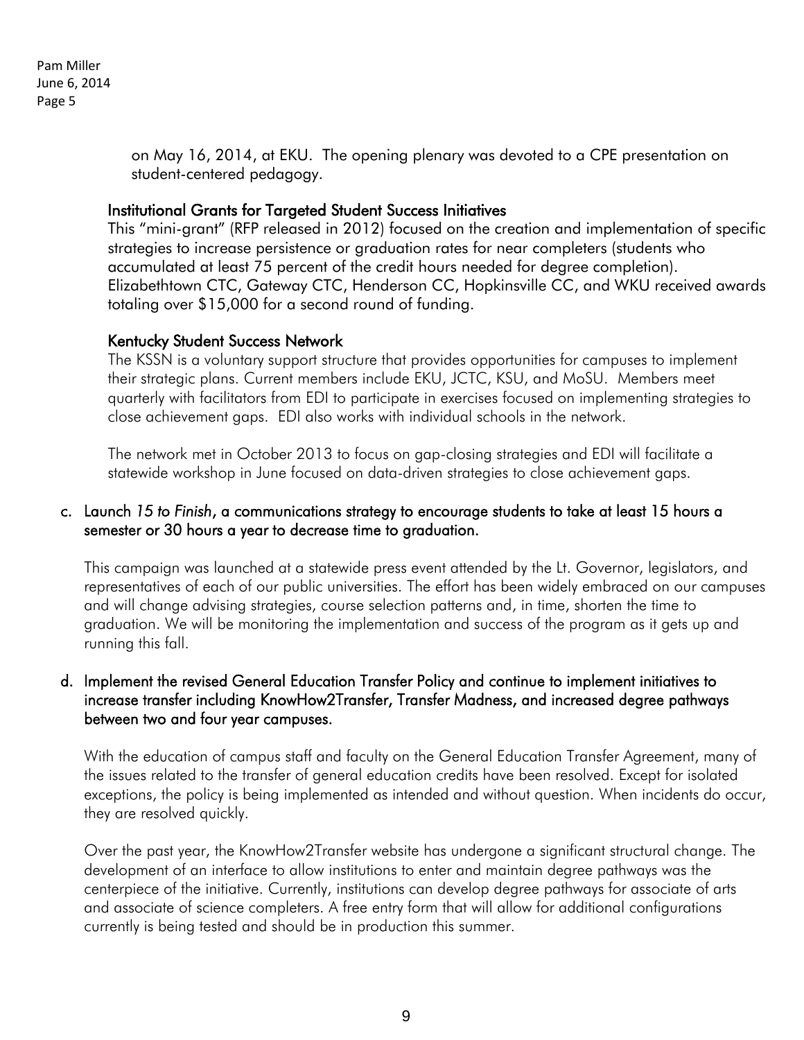on May 16, 2014, at EKU. The opening plenary was devoted to a CPE presentation on student-centered pedagogy.

**Institutional Grants for Targeted Student Success Initiatives**

This "mini-grant" (RFP released in 2012) focused on the creation and implementation of specific strategies to increase persistence or graduation rates for near completers (students who accumulated at least 75 percent of the credit hours needed for degree completion). Elizabethtown CTC, Gateway CTC, Henderson CC, Hopkinsville CC, and WKU received awards totaling over $15,000 for a second round of funding.

**Kentucky Student Success Network**

The KSSN is a voluntary support structure that provides opportunities for campuses to implement their strategic plans. Current members include EKU, JCTC, KSU, and MoSU. Members meet quarterly with facilitators from EDI to participate in exercises focused on implementing strategies to close achievement gaps. EDI also works with individual schools in the network.

The network met in October 2013 to focus on gap-closing strategies and EDI will facilitate a statewide workshop in June focused on data-driven strategies to close achievement gaps.

c. **Launch *15 to Finish*, a communications strategy to encourage students to take at least 15 hours a semester or 30 hours a year to decrease time to graduation.**

This campaign was launched at a statewide press event attended by the Lt. Governor, legislators, and representatives of each of our public universities. The effort has been widely embraced on our campuses and will change advising strategies, course selection patterns and, in time, shorten the time to graduation. We will be monitoring the implementation and success of the program as it gets up and running this fall.

d. **Implement the revised General Education Transfer Policy and continue to implement initiatives to increase transfer including KnowHow2Transfer, Transfer Madness, and increased degree pathways between two and four year campuses.**

With the education of campus staff and faculty on the General Education Transfer Agreement, many of the issues related to the transfer of general education credits have been resolved. Except for isolated exceptions, the policy is being implemented as intended and without question. When incidents do occur, they are resolved quickly.

Over the past year, the KnowHow2Transfer website has undergone a significant structural change. The development of an interface to allow institutions to enter and maintain degree pathways was the centerpiece of the initiative. Currently, institutions can develop degree pathways for associate of arts and associate of science completers. A free entry form that will allow for additional configurations currently is being tested and should be in production this summer.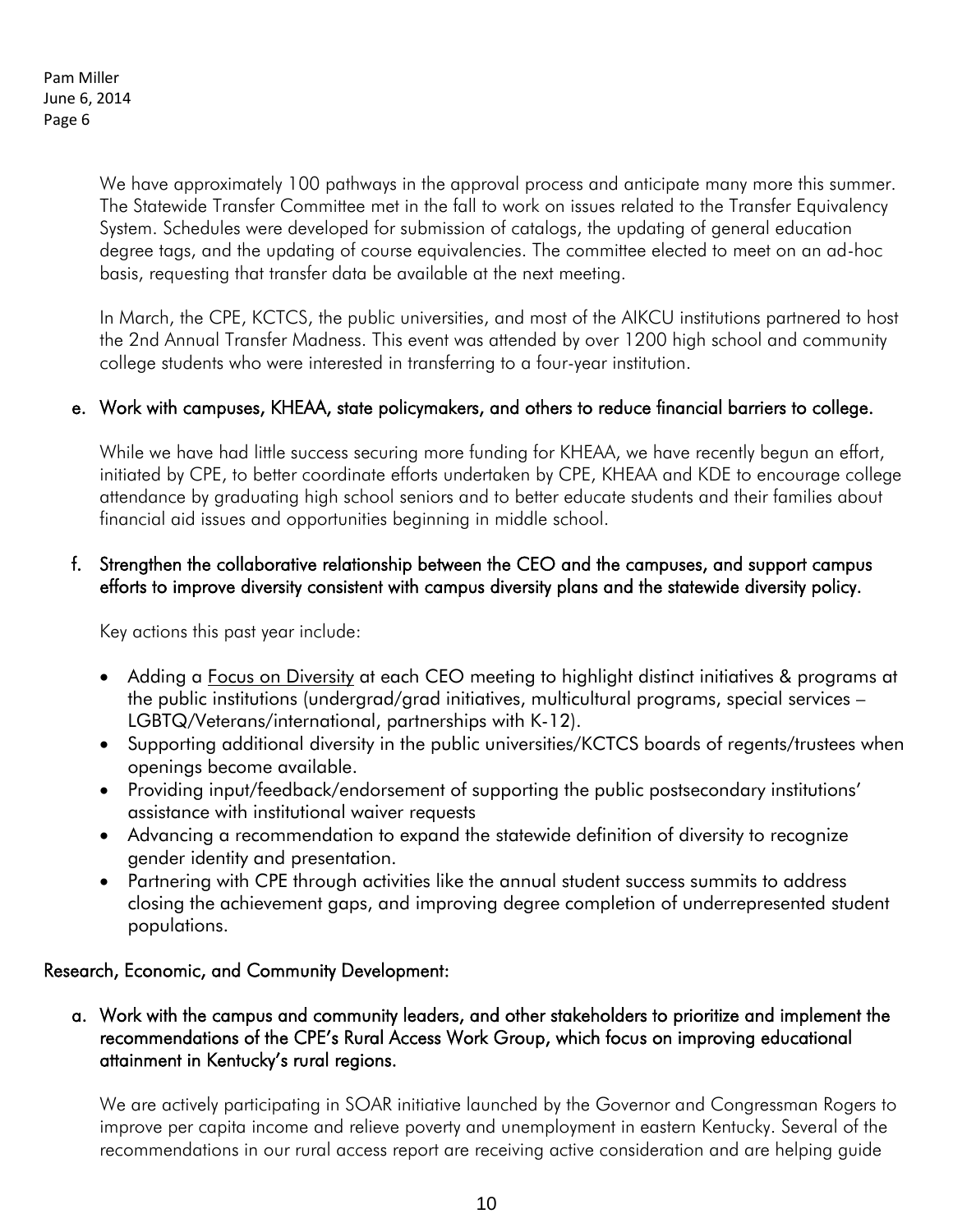We have approximately 100 pathways in the approval process and anticipate many more this summer. The Statewide Transfer Committee met in the fall to work on issues related to the Transfer Equivalency System. Schedules were developed for submission of catalogs, the updating of general education degree tags, and the updating of course equivalencies. The committee elected to meet on an ad-hoc basis, requesting that transfer data be available at the next meeting.

In March, the CPE, KCTCS, the public universities, and most of the AIKCU institutions partnered to host the 2nd Annual Transfer Madness. This event was attended by over 1200 high school and community college students who were interested in transferring to a four-year institution.

e. **Work with campuses, KHEAA, state policymakers, and others to reduce financial barriers to college.**

While we have had little success securing more funding for KHEAA, we have recently begun an effort, initiated by CPE, to better coordinate efforts undertaken by CPE, KHEAA and KDE to encourage college attendance by graduating high school seniors and to better educate students and their families about financial aid issues and opportunities beginning in middle school.

f. **Strengthen the collaborative relationship between the CEO and the campuses, and support campus efforts to improve diversity consistent with campus diversity plans and the statewide diversity policy.**

Key actions this past year include:

- Adding a Focus on Diversity at each CEO meeting to highlight distinct initiatives & programs at the public institutions (undergrad/grad initiatives, multicultural programs, special services – LGBTQ/Veterans/international, partnerships with K-12).
- Supporting additional diversity in the public universities/KCTCS boards of regents/trustees when openings become available.
- Providing input/feedback/endorsement of supporting the public postsecondary institutions' assistance with institutional waiver requests
- Advancing a recommendation to expand the statewide definition of diversity to recognize gender identity and presentation.
- Partnering with CPE through activities like the annual student success summits to address closing the achievement gaps, and improving degree completion of underrepresented student populations.

**Research, Economic, and Community Development:**

a. **Work with the campus and community leaders, and other stakeholders to prioritize and implement the recommendations of the CPE's Rural Access Work Group, which focus on improving educational attainment in Kentucky's rural regions.**

We are actively participating in SOAR initiative launched by the Governor and Congressman Rogers to improve per capita income and relieve poverty and unemployment in eastern Kentucky. Several of the recommendations in our rural access report are receiving active consideration and are helping guide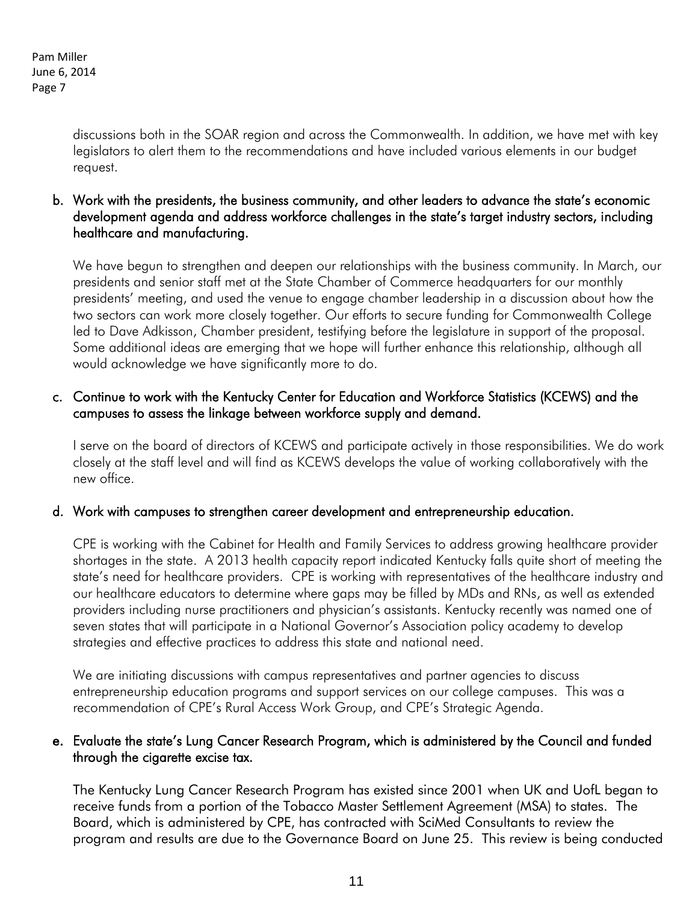discussions both in the SOAR region and across the Commonwealth. In addition, we have met with key legislators to alert them to the recommendations and have included various elements in our budget request.

**b. Work with the presidents, the business community, and other leaders to advance the state's economic development agenda and address workforce challenges in the state's target industry sectors, including healthcare and manufacturing.**

We have begun to strengthen and deepen our relationships with the business community. In March, our presidents and senior staff met at the State Chamber of Commerce headquarters for our monthly presidents' meeting, and used the venue to engage chamber leadership in a discussion about how the two sectors can work more closely together. Our efforts to secure funding for Commonwealth College led to Dave Adkisson, Chamber president, testifying before the legislature in support of the proposal. Some additional ideas are emerging that we hope will further enhance this relationship, although all would acknowledge we have significantly more to do.

**c. Continue to work with the Kentucky Center for Education and Workforce Statistics (KCEWS) and the campuses to assess the linkage between workforce supply and demand.**

I serve on the board of directors of KCEWS and participate actively in those responsibilities. We do work closely at the staff level and will find as KCEWS develops the value of working collaboratively with the new office.

**d. Work with campuses to strengthen career development and entrepreneurship education.**

CPE is working with the Cabinet for Health and Family Services to address growing healthcare provider shortages in the state. A 2013 health capacity report indicated Kentucky falls quite short of meeting the state's need for healthcare providers. CPE is working with representatives of the healthcare industry and our healthcare educators to determine where gaps may be filled by MDs and RNs, as well as extended providers including nurse practitioners and physician's assistants. Kentucky recently was named one of seven states that will participate in a National Governor's Association policy academy to develop strategies and effective practices to address this state and national need.

We are initiating discussions with campus representatives and partner agencies to discuss entrepreneurship education programs and support services on our college campuses. This was a recommendation of CPE's Rural Access Work Group, and CPE's Strategic Agenda.

**e. Evaluate the state's Lung Cancer Research Program, which is administered by the Council and funded through the cigarette excise tax.**

The Kentucky Lung Cancer Research Program has existed since 2001 when UK and UofL began to receive funds from a portion of the Tobacco Master Settlement Agreement (MSA) to states. The Board, which is administered by CPE, has contracted with SciMed Consultants to review the program and results are due to the Governance Board on June 25. This review is being conducted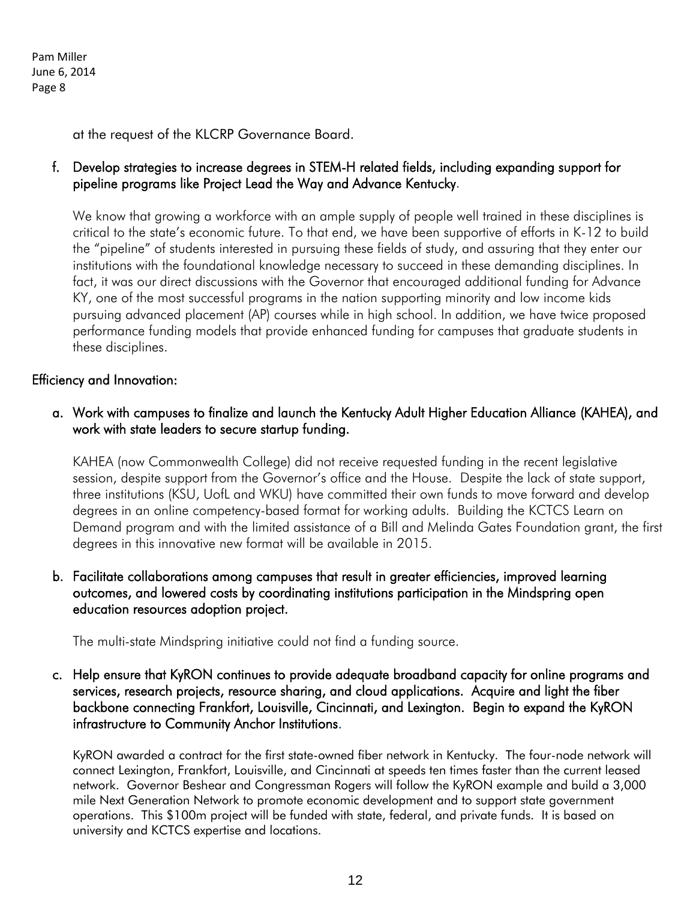at the request of the KLCRP Governance Board.

f. **Develop strategies to increase degrees in STEM-H related fields, including expanding support for pipeline programs like Project Lead the Way and Advance Kentucky.**

   We know that growing a workforce with an ample supply of people well trained in these disciplines is critical to the state's economic future. To that end, we have been supportive of efforts in K-12 to build the "pipeline" of students interested in pursuing these fields of study, and assuring that they enter our institutions with the foundational knowledge necessary to succeed in these demanding disciplines. In fact, it was our direct discussions with the Governor that encouraged additional funding for Advance KY, one of the most successful programs in the nation supporting minority and low income kids pursuing advanced placement (AP) courses while in high school. In addition, we have twice proposed performance funding models that provide enhanced funding for campuses that graduate students in these disciplines.

**Efficiency and Innovation:**

a. **Work with campuses to finalize and launch the Kentucky Adult Higher Education Alliance (KAHEA), and work with state leaders to secure startup funding.**

   KAHEA (now Commonwealth College) did not receive requested funding in the recent legislative session, despite support from the Governor's office and the House. Despite the lack of state support, three institutions (KSU, UofL and WKU) have committed their own funds to move forward and develop degrees in an online competency-based format for working adults. Building the KCTCS Learn on Demand program and with the limited assistance of a Bill and Melinda Gates Foundation grant, the first degrees in this innovative new format will be available in 2015.

b. **Facilitate collaborations among campuses that result in greater efficiencies, improved learning outcomes, and lowered costs by coordinating institutions participation in the Mindspring open education resources adoption project.**

   The multi-state Mindspring initiative could not find a funding source.

c. **Help ensure that KyRON continues to provide adequate broadband capacity for online programs and services, research projects, resource sharing, and cloud applications. Acquire and light the fiber backbone connecting Frankfort, Louisville, Cincinnati, and Lexington. Begin to expand the KyRON infrastructure to Community Anchor Institutions.**

   KyRON awarded a contract for the first state-owned fiber network in Kentucky. The four-node network will connect Lexington, Frankfort, Louisville, and Cincinnati at speeds ten times faster than the current leased network. Governor Beshear and Congressman Rogers will follow the KyRON example and build a 3,000 mile Next Generation Network to promote economic development and to support state government operations. This $100m project will be funded with state, federal, and private funds. It is based on university and KCTCS expertise and locations.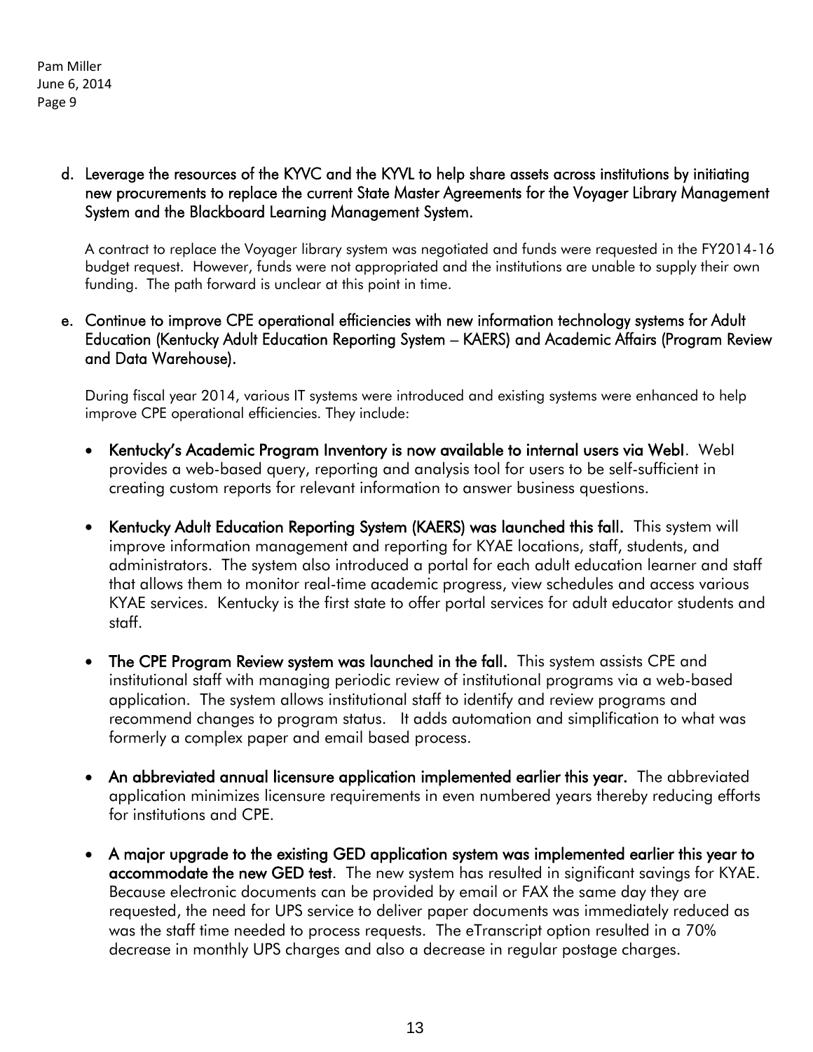d. **Leverage the resources of the KYVC and the KYVL to help share assets across institutions by initiating new procurements to replace the current State Master Agreements for the Voyager Library Management System and the Blackboard Learning Management System.**

   A contract to replace the Voyager library system was negotiated and funds were requested in the FY2014-16 budget request. However, funds were not appropriated and the institutions are unable to supply their own funding. The path forward is unclear at this point in time.

e. **Continue to improve CPE operational efficiencies with new information technology systems for Adult Education (Kentucky Adult Education Reporting System – KAERS) and Academic Affairs (Program Review and Data Warehouse).**

   During fiscal year 2014, various IT systems were introduced and existing systems were enhanced to help improve CPE operational efficiencies. They include:

   - **Kentucky's Academic Program Inventory is now available to internal users via WebI**. WebI provides a web-based query, reporting and analysis tool for users to be self-sufficient in creating custom reports for relevant information to answer business questions.

   - **Kentucky Adult Education Reporting System (KAERS) was launched this fall.** This system will improve information management and reporting for KYAE locations, staff, students, and administrators. The system also introduced a portal for each adult education learner and staff that allows them to monitor real-time academic progress, view schedules and access various KYAE services. Kentucky is the first state to offer portal services for adult educator students and staff.

   - **The CPE Program Review system was launched in the fall.** This system assists CPE and institutional staff with managing periodic review of institutional programs via a web-based application. The system allows institutional staff to identify and review programs and recommend changes to program status. It adds automation and simplification to what was formerly a complex paper and email based process.

   - **An abbreviated annual licensure application implemented earlier this year.** The abbreviated application minimizes licensure requirements in even numbered years thereby reducing efforts for institutions and CPE.

   - **A major upgrade to the existing GED application system was implemented earlier this year to accommodate the new GED test**. The new system has resulted in significant savings for KYAE. Because electronic documents can be provided by email or FAX the same day they are requested, the need for UPS service to deliver paper documents was immediately reduced as was the staff time needed to process requests. The eTranscript option resulted in a 70% decrease in monthly UPS charges and also a decrease in regular postage charges.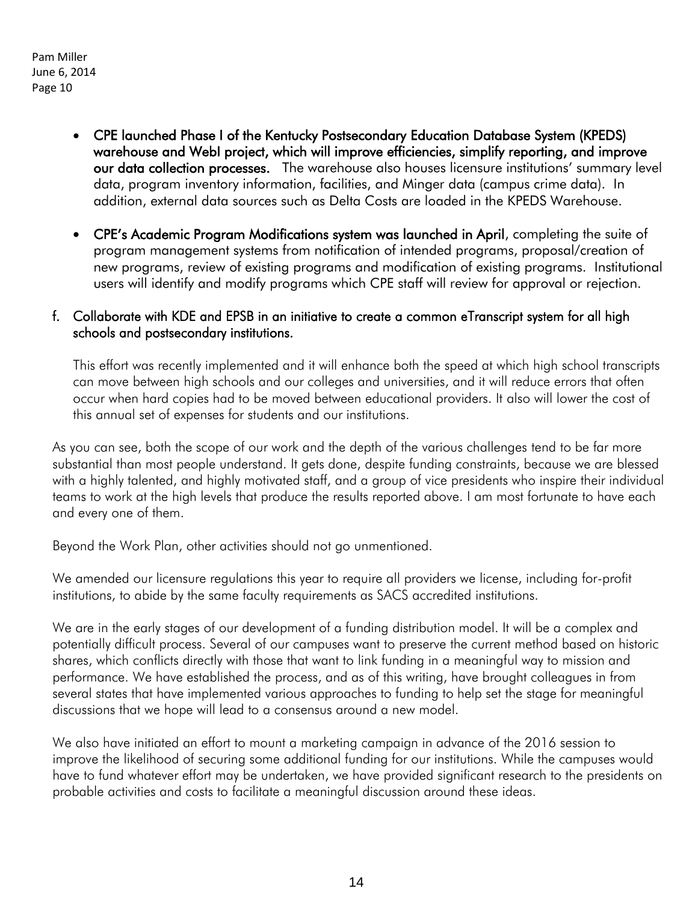- **CPE launched Phase I of the Kentucky Postsecondary Education Database System (KPEDS) warehouse and WebI project, which will improve efficiencies, simplify reporting, and improve our data collection processes.** The warehouse also houses licensure institutions' summary level data, program inventory information, facilities, and Minger data (campus crime data). In addition, external data sources such as Delta Costs are loaded in the KPEDS Warehouse.

- **CPE's Academic Program Modifications system was launched in April**, completing the suite of program management systems from notification of intended programs, proposal/creation of new programs, review of existing programs and modification of existing programs. Institutional users will identify and modify programs which CPE staff will review for approval or rejection.

**f. Collaborate with KDE and EPSB in an initiative to create a common eTranscript system for all high schools and postsecondary institutions.**

This effort was recently implemented and it will enhance both the speed at which high school transcripts can move between high schools and our colleges and universities, and it will reduce errors that often occur when hard copies had to be moved between educational providers. It also will lower the cost of this annual set of expenses for students and our institutions.

As you can see, both the scope of our work and the depth of the various challenges tend to be far more substantial than most people understand. It gets done, despite funding constraints, because we are blessed with a highly talented, and highly motivated staff, and a group of vice presidents who inspire their individual teams to work at the high levels that produce the results reported above. I am most fortunate to have each and every one of them.

Beyond the Work Plan, other activities should not go unmentioned.

We amended our licensure regulations this year to require all providers we license, including for-profit institutions, to abide by the same faculty requirements as SACS accredited institutions.

We are in the early stages of our development of a funding distribution model. It will be a complex and potentially difficult process. Several of our campuses want to preserve the current method based on historic shares, which conflicts directly with those that want to link funding in a meaningful way to mission and performance. We have established the process, and as of this writing, have brought colleagues in from several states that have implemented various approaches to funding to help set the stage for meaningful discussions that we hope will lead to a consensus around a new model.

We also have initiated an effort to mount a marketing campaign in advance of the 2016 session to improve the likelihood of securing some additional funding for our institutions. While the campuses would have to fund whatever effort may be undertaken, we have provided significant research to the presidents on probable activities and costs to facilitate a meaningful discussion around these ideas.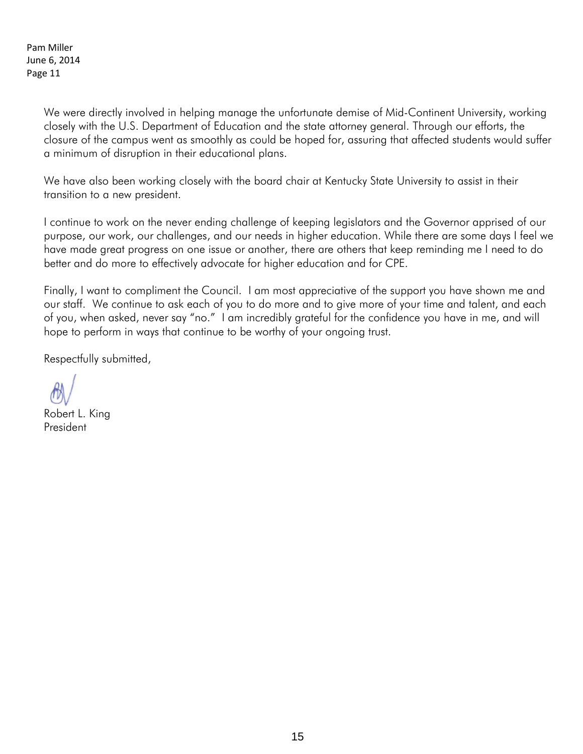We were directly involved in helping manage the unfortunate demise of Mid-Continent University, working closely with the U.S. Department of Education and the state attorney general. Through our efforts, the closure of the campus went as smoothly as could be hoped for, assuring that affected students would suffer a minimum of disruption in their educational plans.

We have also been working closely with the board chair at Kentucky State University to assist in their transition to a new president.

I continue to work on the never ending challenge of keeping legislators and the Governor apprised of our purpose, our work, our challenges, and our needs in higher education. While there are some days I feel we have made great progress on one issue or another, there are others that keep reminding me I need to do better and do more to effectively advocate for higher education and for CPE.

Finally, I want to compliment the Council. I am most appreciative of the support you have shown me and our staff. We continue to ask each of you to do more and to give more of your time and talent, and each of you, when asked, never say "no." I am incredibly grateful for the confidence you have in me, and will hope to perform in ways that continue to be worthy of your ongoing trust.

Respectfully submitted,

Robert L. King
President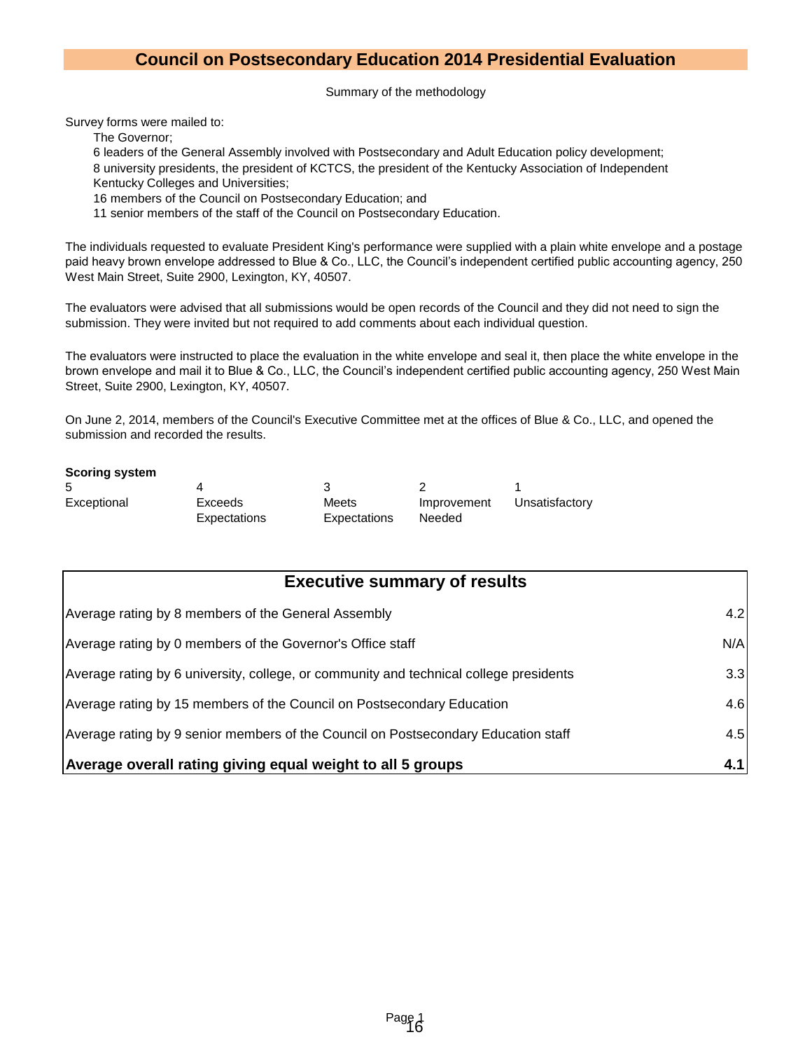# Council on Postsecondary Education 2014 Presidential Evaluation

Summary of the methodology

Survey forms were mailed to:

- The Governor;
- 6 leaders of the General Assembly involved with Postsecondary and Adult Education policy development;
- 8 university presidents, the president of KCTCS, the president of the Kentucky Association of Independent Kentucky Colleges and Universities;
- 16 members of the Council on Postsecondary Education; and
- 11 senior members of the staff of the Council on Postsecondary Education.

The individuals requested to evaluate President King's performance were supplied with a plain white envelope and a postage paid heavy brown envelope addressed to Blue & Co., LLC, the Council's independent certified public accounting agency, 250 West Main Street, Suite 2900, Lexington, KY, 40507.

The evaluators were advised that all submissions would be open records of the Council and they did not need to sign the submission. They were invited but not required to add comments about each individual question.

The evaluators were instructed to place the evaluation in the white envelope and seal it, then place the white envelope in the brown envelope and mail it to Blue & Co., LLC, the Council's independent certified public accounting agency, 250 West Main Street, Suite 2900, Lexington, KY, 40507.

On June 2, 2014, members of the Council's Executive Committee met at the offices of Blue & Co., LLC, and opened the submission and recorded the results.

**Scoring system**

| 5 | 4 | 3 | 2 | 1 |
|---|---|---|---|---|
| Exceptional | Exceeds Expectations | Meets Expectations | Improvement Needed | Unsatisfactory |

| Executive summary of results | |
|---|---|
| Average rating by 8 members of the General Assembly | 4.2 |
| Average rating by 0 members of the Governor's Office staff | N/A |
| Average rating by 6 university, college, or community and technical college presidents | 3.3 |
| Average rating by 15 members of the Council on Postsecondary Education | 4.6 |
| Average rating by 9 senior members of the Council on Postsecondary Education staff | 4.5 |
| **Average overall rating giving equal weight to all 5 groups** | **4.1** |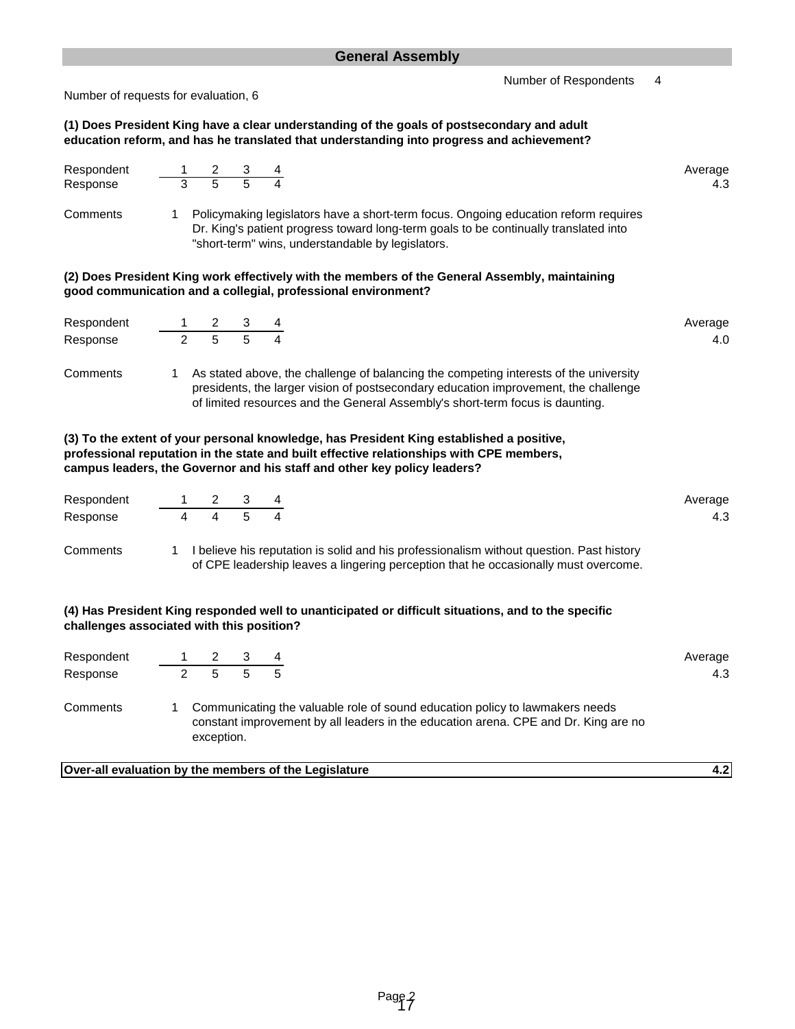## General Assembly

Number of Respondents 4

Number of requests for evaluation, 6

**(1) Does President King have a clear understanding of the goals of postsecondary and adult education reform, and has he translated that understanding into progress and achievement?**

| Respondent | 1 | 2 | 3 | 4 | Average |
|---|---|---|---|---|---|
| Response | 3 | 5 | 5 | 4 | 4.3 |

Comments

1. Policymaking legislators have a short-term focus. Ongoing education reform requires Dr. King's patient progress toward long-term goals to be continually translated into "short-term" wins, understandable by legislators.

**(2) Does President King work effectively with the members of the General Assembly, maintaining good communication and a collegial, professional environment?**

| Respondent | 1 | 2 | 3 | 4 | Average |
|---|---|---|---|---|---|
| Response | 2 | 5 | 5 | 4 | 4.0 |

Comments

1. As stated above, the challenge of balancing the competing interests of the university presidents, the larger vision of postsecondary education improvement, the challenge of limited resources and the General Assembly's short-term focus is daunting.

**(3) To the extent of your personal knowledge, has President King established a positive, professional reputation in the state and built effective relationships with CPE members, campus leaders, the Governor and his staff and other key policy leaders?**

| Respondent | 1 | 2 | 3 | 4 | Average |
|---|---|---|---|---|---|
| Response | 4 | 4 | 5 | 4 | 4.3 |

Comments

1. I believe his reputation is solid and his professionalism without question. Past history of CPE leadership leaves a lingering perception that he occasionally must overcome.

**(4) Has President King responded well to unanticipated or difficult situations, and to the specific challenges associated with this position?**

| Respondent | 1 | 2 | 3 | 4 | Average |
|---|---|---|---|---|---|
| Response | 2 | 5 | 5 | 5 | 4.3 |

Comments

1. Communicating the valuable role of sound education policy to lawmakers needs constant improvement by all leaders in the education arena. CPE and Dr. King are no exception.

| **Over-all evaluation by the members of the Legislature** | **4.2** |
|---|---|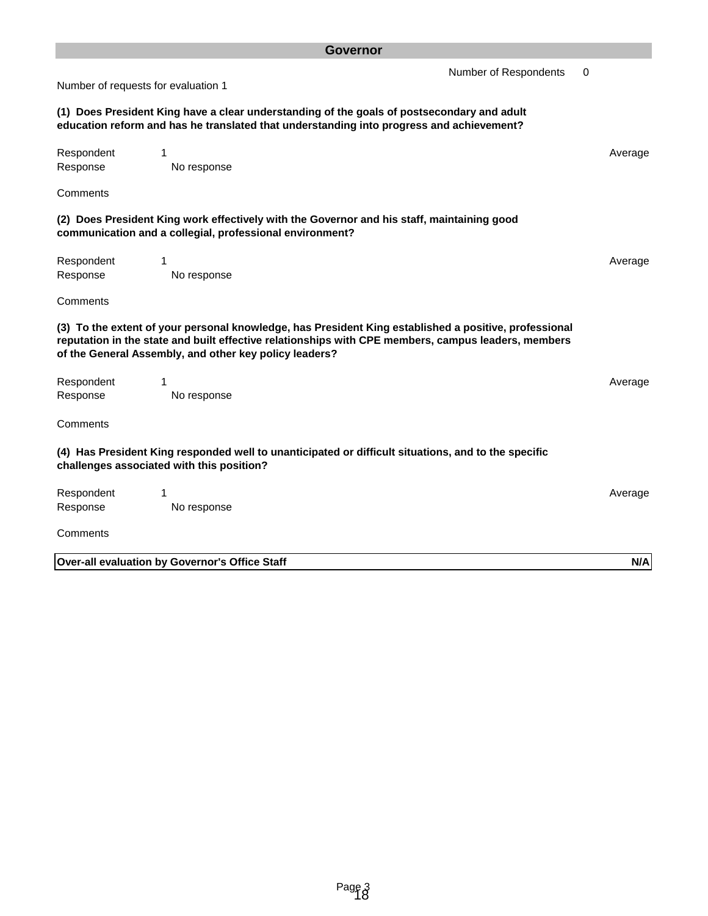## Governor

Number of Respondents 0

Number of requests for evaluation 1

**(1) Does President King have a clear understanding of the goals of postsecondary and adult education reform and has he translated that understanding into progress and achievement?**

| Respondent | 1 | Average |
|---|---|---|
| Response | No response | |

Comments

**(2) Does President King work effectively with the Governor and his staff, maintaining good communication and a collegial, professional environment?**

| Respondent | 1 | Average |
|---|---|---|
| Response | No response | |

Comments

**(3) To the extent of your personal knowledge, has President King established a positive, professional reputation in the state and built effective relationships with CPE members, campus leaders, members of the General Assembly, and other key policy leaders?**

| Respondent | 1 | Average |
|---|---|---|
| Response | No response | |

Comments

**(4) Has President King responded well to unanticipated or difficult situations, and to the specific challenges associated with this position?**

| Respondent | 1 | Average |
|---|---|---|
| Response | No response | |

Comments

| **Over-all evaluation by Governor's Office Staff** | **N/A** |
|---|---|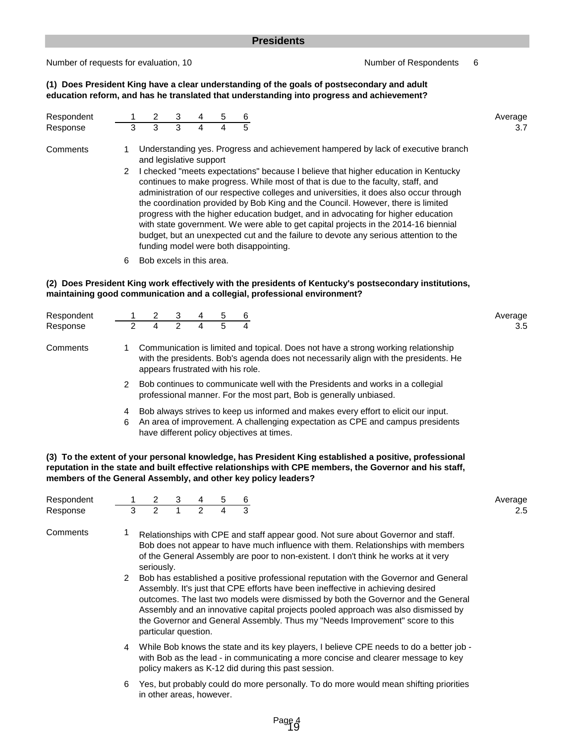## Presidents

Number of requests for evaluation, 10 Number of Respondents 6

**(1) Does President King have a clear understanding of the goals of postsecondary and adult education reform, and has he translated that understanding into progress and achievement?**

| Respondent | 1 | 2 | 3 | 4 | 5 | 6 | Average |
|---|---|---|---|---|---|---|---|
| Response | 3 | 3 | 3 | 4 | 4 | 5 | 3.7 |

Comments

1. Understanding yes. Progress and achievement hampered by lack of executive branch and legislative support
2. I checked "meets expectations" because I believe that higher education in Kentucky continues to make progress. While most of that is due to the faculty, staff, and administration of our respective colleges and universities, it does also occur through the coordination provided by Bob King and the Council. However, there is limited progress with the higher education budget, and in advocating for higher education with state government. We were able to get capital projects in the 2014-16 biennial budget, but an unexpected cut and the failure to devote any serious attention to the funding model were both disappointing.
6. Bob excels in this area.

**(2) Does President King work effectively with the presidents of Kentucky's postsecondary institutions, maintaining good communication and a collegial, professional environment?**

| Respondent | 1 | 2 | 3 | 4 | 5 | 6 | Average |
|---|---|---|---|---|---|---|---|
| Response | 2 | 4 | 2 | 4 | 5 | 4 | 3.5 |

Comments

1. Communication is limited and topical. Does not have a strong working relationship with the presidents. Bob's agenda does not necessarily align with the presidents. He appears frustrated with his role.
2. Bob continues to communicate well with the Presidents and works in a collegial professional manner. For the most part, Bob is generally unbiased.
4. Bob always strives to keep us informed and makes every effort to elicit our input.
6. An area of improvement. A challenging expectation as CPE and campus presidents have different policy objectives at times.

**(3) To the extent of your personal knowledge, has President King established a positive, professional reputation in the state and built effective relationships with CPE members, the Governor and his staff, members of the General Assembly, and other key policy leaders?**

| Respondent | 1 | 2 | 3 | 4 | 5 | 6 | Average |
|---|---|---|---|---|---|---|---|
| Response | 3 | 2 | 1 | 2 | 4 | 3 | 2.5 |

Comments

1. Relationships with CPE and staff appear good. Not sure about Governor and staff. Bob does not appear to have much influence with them. Relationships with members of the General Assembly are poor to non-existent. I don't think he works at it very seriously.
2. Bob has established a positive professional reputation with the Governor and General Assembly. It's just that CPE efforts have been ineffective in achieving desired outcomes. The last two models were dismissed by both the Governor and the General Assembly and an innovative capital projects pooled approach was also dismissed by the Governor and General Assembly. Thus my "Needs Improvement" score to this particular question.
4. While Bob knows the state and its key players, I believe CPE needs to do a better job - with Bob as the lead - in communicating a more concise and clearer message to key policy makers as K-12 did during this past session.
6. Yes, but probably could do more personally. To do more would mean shifting priorities in other areas, however.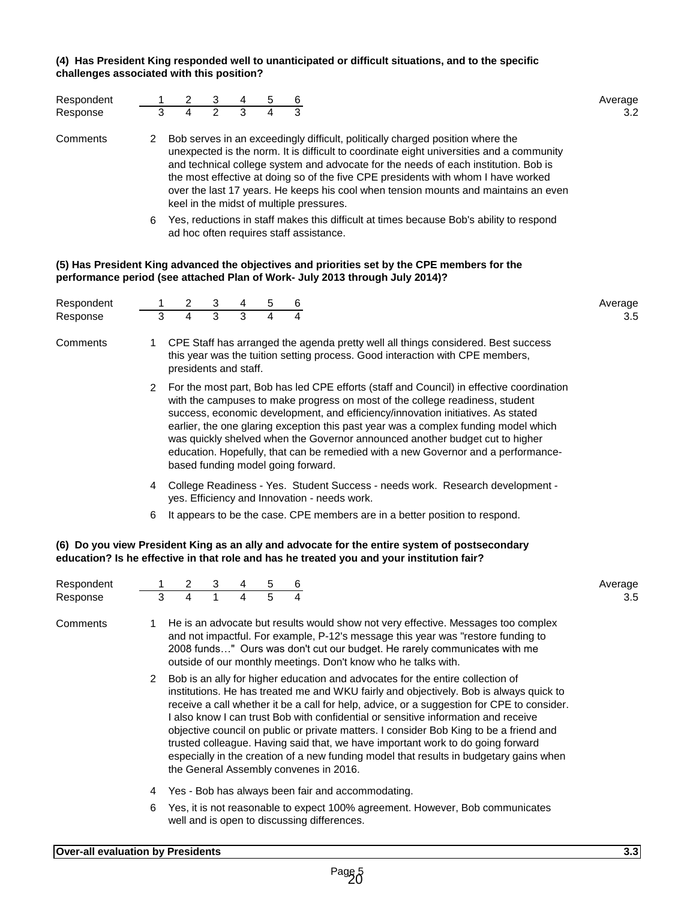**(4) Has President King responded well to unanticipated or difficult situations, and to the specific challenges associated with this position?**

| Respondent | 1 | 2 | 3 | 4 | 5 | 6 | Average |
|---|---|---|---|---|---|---|---|
| Response | 3 | 4 | 2 | 3 | 4 | 3 | 3.2 |

Comments

2 Bob serves in an exceedingly difficult, politically charged position where the unexpected is the norm. It is difficult to coordinate eight universities and a community and technical college system and advocate for the needs of each institution. Bob is the most effective at doing so of the five CPE presidents with whom I have worked over the last 17 years. He keeps his cool when tension mounts and maintains an even keel in the midst of multiple pressures.

6 Yes, reductions in staff makes this difficult at times because Bob's ability to respond ad hoc often requires staff assistance.

**(5) Has President King advanced the objectives and priorities set by the CPE members for the performance period (see attached Plan of Work- July 2013 through July 2014)?**

| Respondent | 1 | 2 | 3 | 4 | 5 | 6 | Average |
|---|---|---|---|---|---|---|---|
| Response | 3 | 4 | 3 | 3 | 4 | 4 | 3.5 |

Comments

1 CPE Staff has arranged the agenda pretty well all things considered. Best success this year was the tuition setting process. Good interaction with CPE members, presidents and staff.

2 For the most part, Bob has led CPE efforts (staff and Council) in effective coordination with the campuses to make progress on most of the college readiness, student success, economic development, and efficiency/innovation initiatives. As stated earlier, the one glaring exception this past year was a complex funding model which was quickly shelved when the Governor announced another budget cut to higher education. Hopefully, that can be remedied with a new Governor and a performance-based funding model going forward.

4 College Readiness - Yes. Student Success - needs work. Research development - yes. Efficiency and Innovation - needs work.

6 It appears to be the case. CPE members are in a better position to respond.

**(6) Do you view President King as an ally and advocate for the entire system of postsecondary education? Is he effective in that role and has he treated you and your institution fair?**

| Respondent | 1 | 2 | 3 | 4 | 5 | 6 | Average |
|---|---|---|---|---|---|---|---|
| Response | 3 | 4 | 1 | 4 | 5 | 4 | 3.5 |

Comments

1 He is an advocate but results would show not very effective. Messages too complex and not impactful. For example, P-12's message this year was "restore funding to 2008 funds…" Ours was don't cut our budget. He rarely communicates with me outside of our monthly meetings. Don't know who he talks with.

2 Bob is an ally for higher education and advocates for the entire collection of institutions. He has treated me and WKU fairly and objectively. Bob is always quick to receive a call whether it be a call for help, advice, or a suggestion for CPE to consider. I also know I can trust Bob with confidential or sensitive information and receive objective council on public or private matters. I consider Bob King to be a friend and trusted colleague. Having said that, we have important work to do going forward especially in the creation of a new funding model that results in budgetary gains when the General Assembly convenes in 2016.

4 Yes - Bob has always been fair and accommodating.

6 Yes, it is not reasonable to expect 100% agreement. However, Bob communicates well and is open to discussing differences.

| **Over-all evaluation by Presidents** | **3.3** |
|---|---|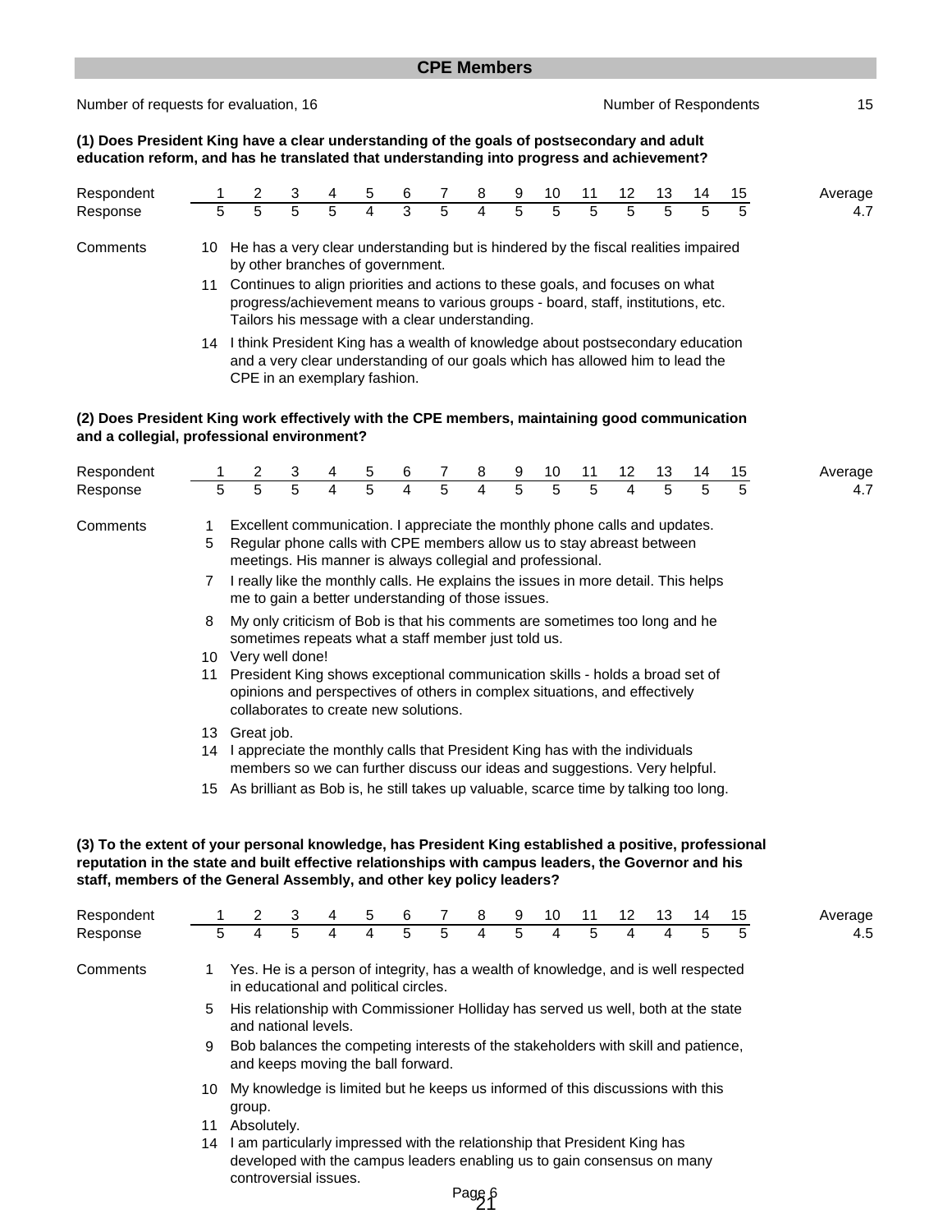## CPE Members

Number of requests for evaluation, 16 | Number of Respondents 15

**(1) Does President King have a clear understanding of the goals of postsecondary and adult education reform, and has he translated that understanding into progress and achievement?**

| Respondent | 1 | 2 | 3 | 4 | 5 | 6 | 7 | 8 | 9 | 10 | 11 | 12 | 13 | 14 | 15 | Average |
|---|---|---|---|---|---|---|---|---|---|---|---|---|---|---|---|---|
| Response | 5 | 5 | 5 | 5 | 4 | 3 | 5 | 4 | 5 | 5 | 5 | 5 | 5 | 5 | 5 | 4.7 |

Comments

- 10 He has a very clear understanding but is hindered by the fiscal realities impaired by other branches of government.
- 11 Continues to align priorities and actions to these goals, and focuses on what progress/achievement means to various groups - board, staff, institutions, etc. Tailors his message with a clear understanding.
- 14 I think President King has a wealth of knowledge about postsecondary education and a very clear understanding of our goals which has allowed him to lead the CPE in an exemplary fashion.

**(2) Does President King work effectively with the CPE members, maintaining good communication and a collegial, professional environment?**

| Respondent | 1 | 2 | 3 | 4 | 5 | 6 | 7 | 8 | 9 | 10 | 11 | 12 | 13 | 14 | 15 | Average |
|---|---|---|---|---|---|---|---|---|---|---|---|---|---|---|---|---|
| Response | 5 | 5 | 5 | 4 | 5 | 4 | 5 | 4 | 5 | 5 | 5 | 4 | 5 | 5 | 5 | 4.7 |

Comments

- 1 Excellent communication. I appreciate the monthly phone calls and updates.
- 5 Regular phone calls with CPE members allow us to stay abreast between meetings. His manner is always collegial and professional.
- 7 I really like the monthly calls. He explains the issues in more detail. This helps me to gain a better understanding of those issues.
- 8 My only criticism of Bob is that his comments are sometimes too long and he sometimes repeats what a staff member just told us.
- 10 Very well done!
- 11 President King shows exceptional communication skills - holds a broad set of opinions and perspectives of others in complex situations, and effectively collaborates to create new solutions.
- 13 Great job.
- 14 I appreciate the monthly calls that President King has with the individuals members so we can further discuss our ideas and suggestions. Very helpful.
- 15 As brilliant as Bob is, he still takes up valuable, scarce time by talking too long.

**(3) To the extent of your personal knowledge, has President King established a positive, professional reputation in the state and built effective relationships with campus leaders, the Governor and his staff, members of the General Assembly, and other key policy leaders?**

| Respondent | 1 | 2 | 3 | 4 | 5 | 6 | 7 | 8 | 9 | 10 | 11 | 12 | 13 | 14 | 15 | Average |
|---|---|---|---|---|---|---|---|---|---|---|---|---|---|---|---|---|
| Response | 5 | 4 | 5 | 4 | 4 | 5 | 5 | 4 | 5 | 4 | 5 | 4 | 4 | 5 | 5 | 4.5 |

Comments

- 1 Yes. He is a person of integrity, has a wealth of knowledge, and is well respected in educational and political circles.
- 5 His relationship with Commissioner Holliday has served us well, both at the state and national levels.
- 9 Bob balances the competing interests of the stakeholders with skill and patience, and keeps moving the ball forward.
- 10 My knowledge is limited but he keeps us informed of this discussions with this group.
- 11 Absolutely.
- 14 I am particularly impressed with the relationship that President King has developed with the campus leaders enabling us to gain consensus on many controversial issues.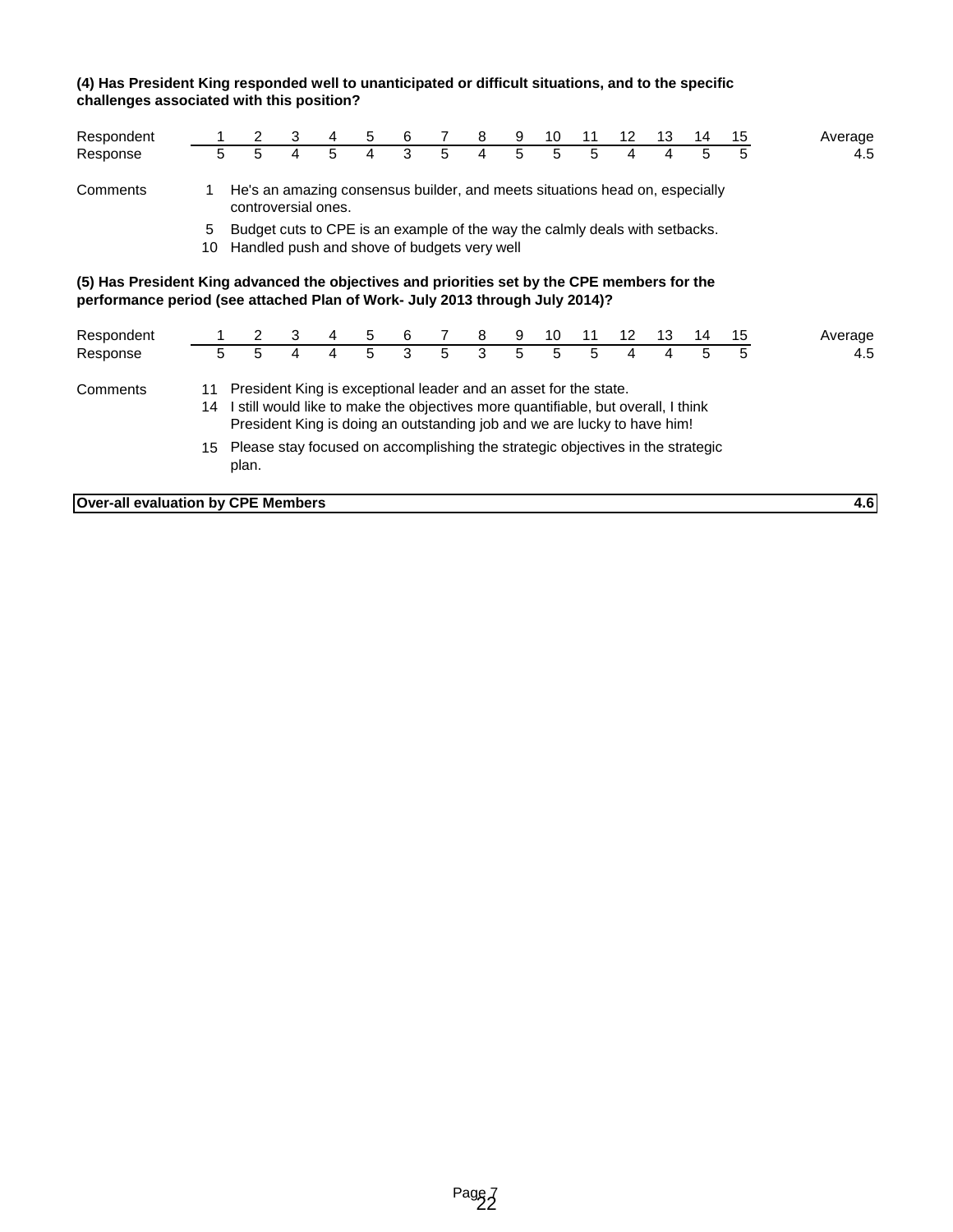**(4) Has President King responded well to unanticipated or difficult situations, and to the specific challenges associated with this position?**

| Respondent | 1 | 2 | 3 | 4 | 5 | 6 | 7 | 8 | 9 | 10 | 11 | 12 | 13 | 14 | 15 | Average |
|---|---|---|---|---|---|---|---|---|---|---|---|---|---|---|---|---|
| Response | 5 | 5 | 4 | 5 | 4 | 3 | 5 | 4 | 5 | 5 | 5 | 4 | 4 | 5 | 5 | 4.5 |

Comments

1 He's an amazing consensus builder, and meets situations head on, especially controversial ones.

5 Budget cuts to CPE is an example of the way the calmly deals with setbacks.

10 Handled push and shove of budgets very well

**(5) Has President King advanced the objectives and priorities set by the CPE members for the performance period (see attached Plan of Work- July 2013 through July 2014)?**

| Respondent | 1 | 2 | 3 | 4 | 5 | 6 | 7 | 8 | 9 | 10 | 11 | 12 | 13 | 14 | 15 | Average |
|---|---|---|---|---|---|---|---|---|---|---|---|---|---|---|---|---|
| Response | 5 | 5 | 4 | 4 | 5 | 3 | 5 | 3 | 5 | 5 | 5 | 4 | 4 | 5 | 5 | 4.5 |

Comments

11 President King is exceptional leader and an asset for the state.

14 I still would like to make the objectives more quantifiable, but overall, I think President King is doing an outstanding job and we are lucky to have him!

15 Please stay focused on accomplishing the strategic objectives in the strategic plan.

**Over-all evaluation by CPE Members** **4.6**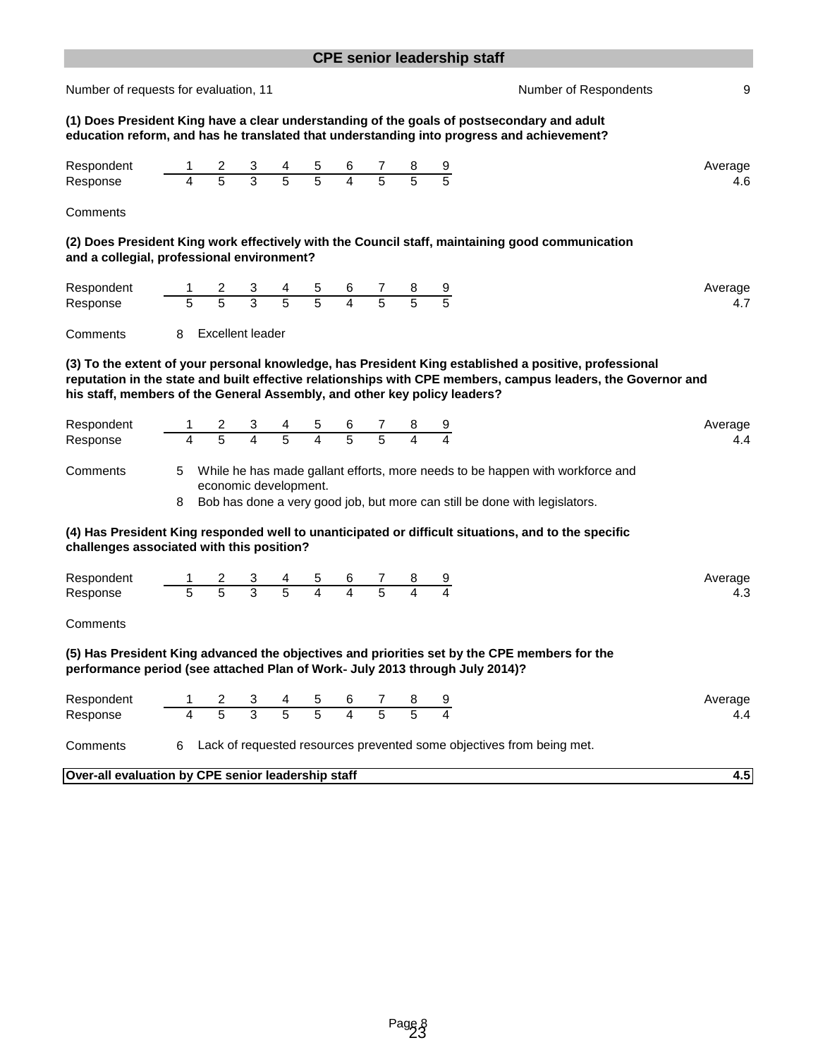## CPE senior leadership staff

Number of requests for evaluation, 11 | Number of Respondents 9

**(1) Does President King have a clear understanding of the goals of postsecondary and adult education reform, and has he translated that understanding into progress and achievement?**

| Respondent | 1 | 2 | 3 | 4 | 5 | 6 | 7 | 8 | 9 | Average |
|---|---|---|---|---|---|---|---|---|---|---|
| Response | 4 | 5 | 3 | 5 | 5 | 4 | 5 | 5 | 5 | 4.6 |

Comments

**(2) Does President King work effectively with the Council staff, maintaining good communication and a collegial, professional environment?**

| Respondent | 1 | 2 | 3 | 4 | 5 | 6 | 7 | 8 | 9 | Average |
|---|---|---|---|---|---|---|---|---|---|---|
| Response | 5 | 5 | 3 | 5 | 5 | 4 | 5 | 5 | 5 | 4.7 |

Comments
- 8 Excellent leader

**(3) To the extent of your personal knowledge, has President King established a positive, professional reputation in the state and built effective relationships with CPE members, campus leaders, the Governor and his staff, members of the General Assembly, and other key policy leaders?**

| Respondent | 1 | 2 | 3 | 4 | 5 | 6 | 7 | 8 | 9 | Average |
|---|---|---|---|---|---|---|---|---|---|---|
| Response | 4 | 5 | 4 | 5 | 4 | 5 | 5 | 4 | 4 | 4.4 |

Comments
- 5 While he has made gallant efforts, more needs to be happen with workforce and economic development.
- 8 Bob has done a very good job, but more can still be done with legislators.

**(4) Has President King responded well to unanticipated or difficult situations, and to the specific challenges associated with this position?**

| Respondent | 1 | 2 | 3 | 4 | 5 | 6 | 7 | 8 | 9 | Average |
|---|---|---|---|---|---|---|---|---|---|---|
| Response | 5 | 5 | 3 | 5 | 4 | 4 | 5 | 4 | 4 | 4.3 |

Comments

**(5) Has President King advanced the objectives and priorities set by the CPE members for the performance period (see attached Plan of Work- July 2013 through July 2014)?**

| Respondent | 1 | 2 | 3 | 4 | 5 | 6 | 7 | 8 | 9 | Average |
|---|---|---|---|---|---|---|---|---|---|---|
| Response | 4 | 5 | 3 | 5 | 5 | 4 | 5 | 5 | 4 | 4.4 |

Comments
- 6 Lack of requested resources prevented some objectives from being met.

**Over-all evaluation by CPE senior leadership staff — 4.5**